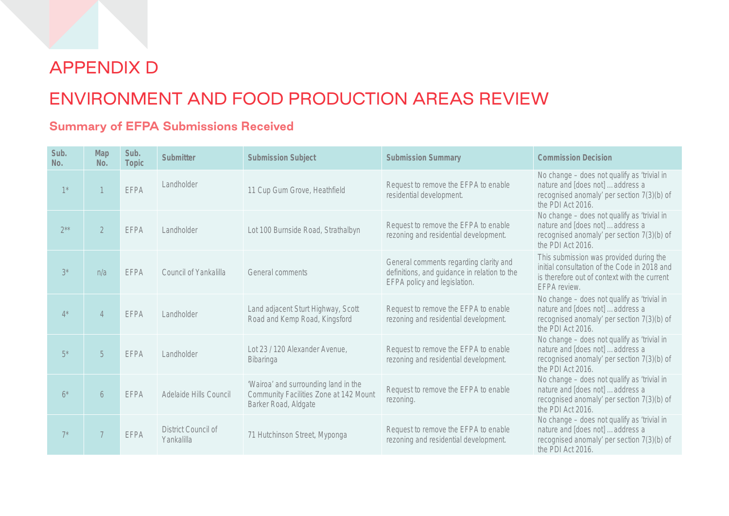# APPENDIX D

# ENVIRONMENT AND FOOD PRODUCTION AREAS REVIEW

## Summary of EFPA Submissions Received

| Sub. No. | Map No. | Sub. Topic | Submitter | Submission Subject | Submission Summary | Commission Decision |
|---|---|---|---|---|---|---|
| 1* | 1 | EFPA | Landholder | 11 Cup Gum Grove, Heathfield | Request to remove the EFPA to enable residential development. | No change – does not qualify as 'trivial in nature and [does not] … address a recognised anomaly' per section 7(3)(b) of the PDI Act 2016. |
| 2** | 2 | EFPA | Landholder | Lot 100 Burnside Road, Strathalbyn | Request to remove the EFPA to enable rezoning and residential development. | No change – does not qualify as 'trivial in nature and [does not] … address a recognised anomaly' per section 7(3)(b) of the PDI Act 2016. |
| 3* | n/a | EFPA | Council of Yankalilla | General comments | General comments regarding clarity and definitions, and guidance in relation to the EFPA policy and legislation. | This submission was provided during the initial consultation of the Code in 2018 and is therefore out of context with the current EFPA review. |
| 4* | 4 | EFPA | Landholder | Land adjacent Sturt Highway, Scott Road and Kemp Road, Kingsford | Request to remove the EFPA to enable rezoning and residential development. | No change – does not qualify as 'trivial in nature and [does not] … address a recognised anomaly' per section 7(3)(b) of the PDI Act 2016. |
| 5* | 5 | EFPA | Landholder | Lot 23 / 120 Alexander Avenue, Bibaringa | Request to remove the EFPA to enable rezoning and residential development. | No change – does not qualify as 'trivial in nature and [does not] … address a recognised anomaly' per section 7(3)(b) of the PDI Act 2016. |
| 6* | 6 | EFPA | Adelaide Hills Council | 'Wairoa' and surrounding land in the Community Facilities Zone at 142 Mount Barker Road, Aldgate | Request to remove the EFPA to enable rezoning. | No change – does not qualify as 'trivial in nature and [does not] … address a recognised anomaly' per section 7(3)(b) of the PDI Act 2016. |
| 7* | 7 | EFPA | District Council of Yankalilla | 71 Hutchinson Street, Myponga | Request to remove the EFPA to enable rezoning and residential development. | No change – does not qualify as 'trivial in nature and [does not] … address a recognised anomaly' per section 7(3)(b) of the PDI Act 2016. |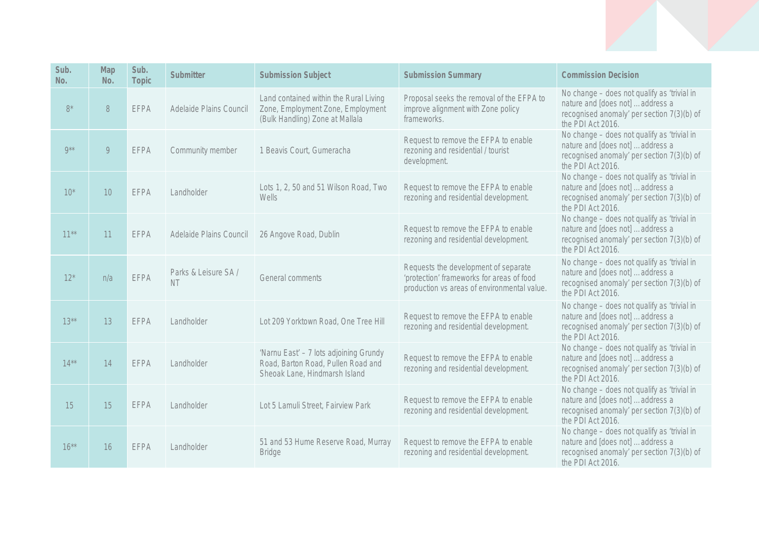| Sub. No. | Map No. | Sub. Topic | Submitter | Submission Subject | Submission Summary | Commission Decision |
|---|---|---|---|---|---|---|
| 8* | 8 | EFPA | Adelaide Plains Council | Land contained within the Rural Living Zone, Employment Zone, Employment (Bulk Handling) Zone at Mallala | Proposal seeks the removal of the EFPA to improve alignment with Zone policy frameworks. | No change – does not qualify as 'trivial in nature and [does not] … address a recognised anomaly' per section 7(3)(b) of the PDI Act 2016. |
| 9** | 9 | EFPA | Community member | 1 Beavis Court, Gumeracha | Request to remove the EFPA to enable rezoning and residential / tourist development. | No change – does not qualify as 'trivial in nature and [does not] … address a recognised anomaly' per section 7(3)(b) of the PDI Act 2016. |
| 10* | 10 | EFPA | Landholder | Lots 1, 2, 50 and 51 Wilson Road, Two Wells | Request to remove the EFPA to enable rezoning and residential development. | No change – does not qualify as 'trivial in nature and [does not] … address a recognised anomaly' per section 7(3)(b) of the PDI Act 2016. |
| 11** | 11 | EFPA | Adelaide Plains Council | 26 Angove Road, Dublin | Request to remove the EFPA to enable rezoning and residential development. | No change – does not qualify as 'trivial in nature and [does not] … address a recognised anomaly' per section 7(3)(b) of the PDI Act 2016. |
| 12* | n/a | EFPA | Parks & Leisure SA / NT | General comments | Requests the development of separate 'protection' frameworks for areas of food production vs areas of environmental value. | No change – does not qualify as 'trivial in nature and [does not] … address a recognised anomaly' per section 7(3)(b) of the PDI Act 2016. |
| 13** | 13 | EFPA | Landholder | Lot 209 Yorktown Road, One Tree Hill | Request to remove the EFPA to enable rezoning and residential development. | No change – does not qualify as 'trivial in nature and [does not] … address a recognised anomaly' per section 7(3)(b) of the PDI Act 2016. |
| 14** | 14 | EFPA | Landholder | 'Narnu East' – 7 lots adjoining Grundy Road, Barton Road, Pullen Road and Sheoak Lane, Hindmarsh Island | Request to remove the EFPA to enable rezoning and residential development. | No change – does not qualify as 'trivial in nature and [does not] … address a recognised anomaly' per section 7(3)(b) of the PDI Act 2016. |
| 15 | 15 | EFPA | Landholder | Lot 5 Lamuli Street, Fairview Park | Request to remove the EFPA to enable rezoning and residential development. | No change – does not qualify as 'trivial in nature and [does not] … address a recognised anomaly' per section 7(3)(b) of the PDI Act 2016. |
| 16** | 16 | EFPA | Landholder | 51 and 53 Hume Reserve Road, Murray Bridge | Request to remove the EFPA to enable rezoning and residential development. | No change – does not qualify as 'trivial in nature and [does not] … address a recognised anomaly' per section 7(3)(b) of the PDI Act 2016. |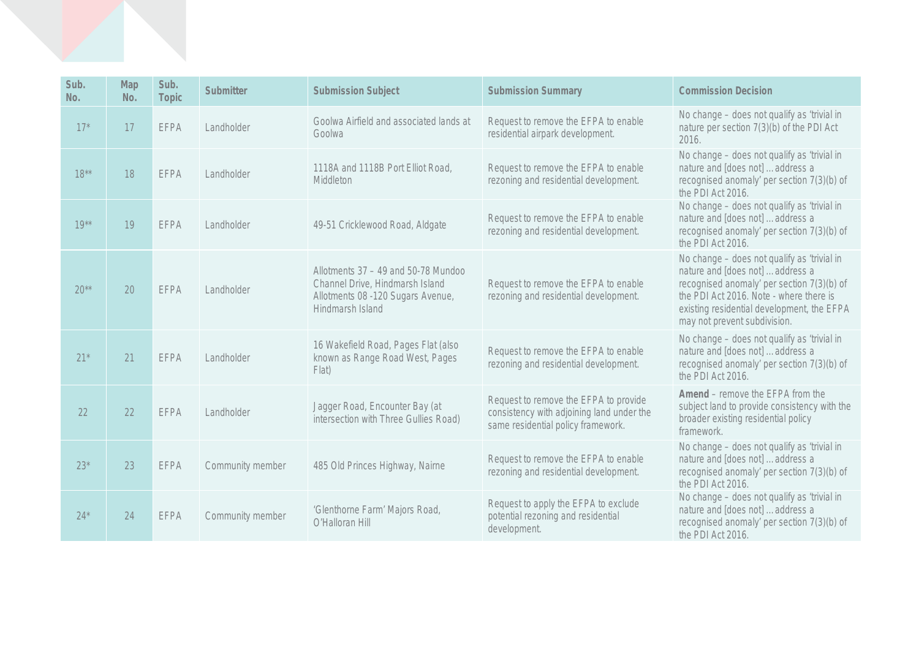| Sub. No. | Map No. | Sub. Topic | Submitter | Submission Subject | Submission Summary | Commission Decision |
|---|---|---|---|---|---|---|
| 17* | 17 | EFPA | Landholder | Goolwa Airfield and associated lands at Goolwa | Request to remove the EFPA to enable residential airpark development. | No change – does not qualify as 'trivial in nature per section 7(3)(b) of the PDI Act 2016. |
| 18** | 18 | EFPA | Landholder | 1118A and 1118B Port Elliot Road, Middleton | Request to remove the EFPA to enable rezoning and residential development. | No change – does not qualify as 'trivial in nature and [does not] … address a recognised anomaly' per section 7(3)(b) of the PDI Act 2016. |
| 19** | 19 | EFPA | Landholder | 49-51 Cricklewood Road, Aldgate | Request to remove the EFPA to enable rezoning and residential development. | No change – does not qualify as 'trivial in nature and [does not] … address a recognised anomaly' per section 7(3)(b) of the PDI Act 2016. |
| 20** | 20 | EFPA | Landholder | Allotments 37 – 49 and 50-78 Mundoo Channel Drive, Hindmarsh Island Allotments 08 -120 Sugars Avenue, Hindmarsh Island | Request to remove the EFPA to enable rezoning and residential development. | No change – does not qualify as 'trivial in nature and [does not] … address a recognised anomaly' per section 7(3)(b) of the PDI Act 2016. Note - where there is existing residential development, the EFPA may not prevent subdivision. |
| 21* | 21 | EFPA | Landholder | 16 Wakefield Road, Pages Flat (also known as Range Road West, Pages Flat) | Request to remove the EFPA to enable rezoning and residential development. | No change – does not qualify as 'trivial in nature and [does not] … address a recognised anomaly' per section 7(3)(b) of the PDI Act 2016. |
| 22 | 22 | EFPA | Landholder | Jagger Road, Encounter Bay (at intersection with Three Gullies Road) | Request to remove the EFPA to provide consistency with adjoining land under the same residential policy framework. | **Amend** – remove the EFPA from the subject land to provide consistency with the broader existing residential policy framework. |
| 23* | 23 | EFPA | Community member | 485 Old Princes Highway, Nairne | Request to remove the EFPA to enable rezoning and residential development. | No change – does not qualify as 'trivial in nature and [does not] … address a recognised anomaly' per section 7(3)(b) of the PDI Act 2016. |
| 24* | 24 | EFPA | Community member | 'Glenthorne Farm' Majors Road, O'Halloran Hill | Request to apply the EFPA to exclude potential rezoning and residential development. | No change – does not qualify as 'trivial in nature and [does not] … address a recognised anomaly' per section 7(3)(b) of the PDI Act 2016. |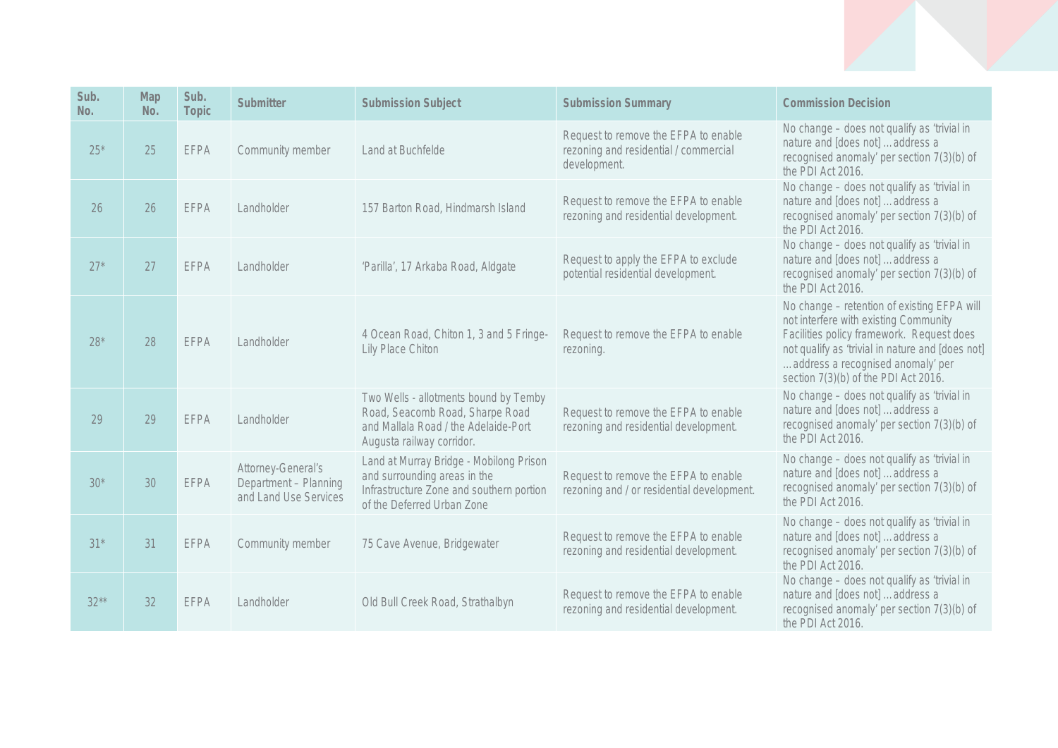| Sub. No. | Map No. | Sub. Topic | Submitter | Submission Subject | Submission Summary | Commission Decision |
|---|---|---|---|---|---|---|
| 25* | 25 | EFPA | Community member | Land at Buchfelde | Request to remove the EFPA to enable rezoning and residential / commercial development. | No change – does not qualify as 'trivial in nature and [does not] …address a recognised anomaly' per section 7(3)(b) of the PDI Act 2016. |
| 26 | 26 | EFPA | Landholder | 157 Barton Road, Hindmarsh Island | Request to remove the EFPA to enable rezoning and residential development. | No change – does not qualify as 'trivial in nature and [does not] …address a recognised anomaly' per section 7(3)(b) of the PDI Act 2016. |
| 27* | 27 | EFPA | Landholder | 'Parilla', 17 Arkaba Road, Aldgate | Request to apply the EFPA to exclude potential residential development. | No change – does not qualify as 'trivial in nature and [does not] …address a recognised anomaly' per section 7(3)(b) of the PDI Act 2016. |
| 28* | 28 | EFPA | Landholder | 4 Ocean Road, Chiton 1, 3 and 5 Fringe-Lily Place Chiton | Request to remove the EFPA to enable rezoning. | No change – retention of existing EFPA will not interfere with existing Community Facilities policy framework. Request does not qualify as 'trivial in nature and [does not] …address a recognised anomaly' per section 7(3)(b) of the PDI Act 2016. |
| 29 | 29 | EFPA | Landholder | Two Wells - allotments bound by Temby Road, Seacomb Road, Sharpe Road and Mallala Road / the Adelaide-Port Augusta railway corridor. | Request to remove the EFPA to enable rezoning and residential development. | No change – does not qualify as 'trivial in nature and [does not] …address a recognised anomaly' per section 7(3)(b) of the PDI Act 2016. |
| 30* | 30 | EFPA | Attorney-General's Department – Planning and Land Use Services | Land at Murray Bridge - Mobilong Prison and surrounding areas in the Infrastructure Zone and southern portion of the Deferred Urban Zone | Request to remove the EFPA to enable rezoning and / or residential development. | No change – does not qualify as 'trivial in nature and [does not] …address a recognised anomaly' per section 7(3)(b) of the PDI Act 2016. |
| 31* | 31 | EFPA | Community member | 75 Cave Avenue, Bridgewater | Request to remove the EFPA to enable rezoning and residential development. | No change – does not qualify as 'trivial in nature and [does not] …address a recognised anomaly' per section 7(3)(b) of the PDI Act 2016. |
| 32** | 32 | EFPA | Landholder | Old Bull Creek Road, Strathalbyn | Request to remove the EFPA to enable rezoning and residential development. | No change – does not qualify as 'trivial in nature and [does not] …address a recognised anomaly' per section 7(3)(b) of the PDI Act 2016. |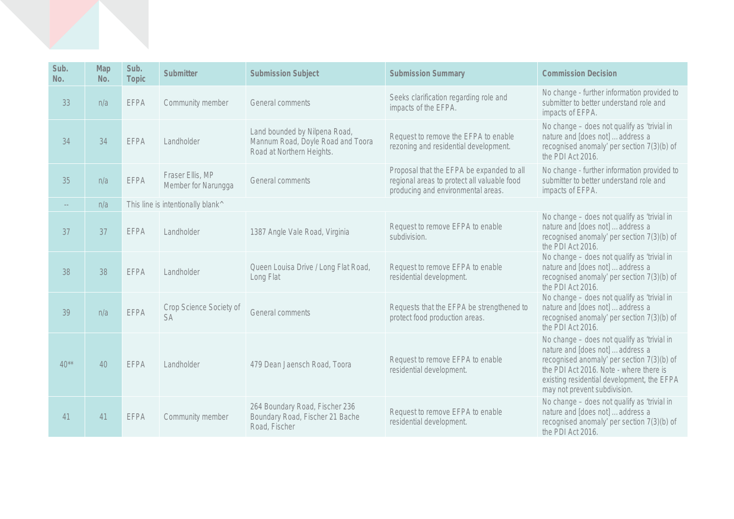| Sub. No. | Map No. | Sub. Topic | Submitter | Submission Subject | Submission Summary | Commission Decision |
|---|---|---|---|---|---|---|
| 33 | n/a | EFPA | Community member | General comments | Seeks clarification regarding role and impacts of the EFPA. | No change - further information provided to submitter to better understand role and impacts of EFPA. |
| 34 | 34 | EFPA | Landholder | Land bounded by Nilpena Road, Mannum Road, Doyle Road and Toora Road at Northern Heights. | Request to remove the EFPA to enable rezoning and residential development. | No change – does not qualify as 'trivial in nature and [does not] … address a recognised anomaly' per section 7(3)(b) of the PDI Act 2016. |
| 35 | n/a | EFPA | Fraser Ellis, MP Member for Narungga | General comments | Proposal that the EFPA be expanded to all regional areas to protect all valuable food producing and environmental areas. | No change - further information provided to submitter to better understand role and impacts of EFPA. |
| -- | n/a | This line is intentionally blank^ | | | | |
| 37 | 37 | EFPA | Landholder | 1387 Angle Vale Road, Virginia | Request to remove EFPA to enable subdivision. | No change – does not qualify as 'trivial in nature and [does not] … address a recognised anomaly' per section 7(3)(b) of the PDI Act 2016. |
| 38 | 38 | EFPA | Landholder | Queen Louisa Drive / Long Flat Road, Long Flat | Request to remove EFPA to enable residential development. | No change – does not qualify as 'trivial in nature and [does not] … address a recognised anomaly' per section 7(3)(b) of the PDI Act 2016. |
| 39 | n/a | EFPA | Crop Science Society of SA | General comments | Requests that the EFPA be strengthened to protect food production areas. | No change – does not qualify as 'trivial in nature and [does not] … address a recognised anomaly' per section 7(3)(b) of the PDI Act 2016. |
| 40** | 40 | EFPA | Landholder | 479 Dean Jaensch Road, Toora | Request to remove EFPA to enable residential development. | No change – does not qualify as 'trivial in nature and [does not] … address a recognised anomaly' per section 7(3)(b) of the PDI Act 2016. Note - where there is existing residential development, the EFPA may not prevent subdivision. |
| 41 | 41 | EFPA | Community member | 264 Boundary Road, Fischer 236 Boundary Road, Fischer 21 Bache Road, Fischer | Request to remove EFPA to enable residential development. | No change – does not qualify as 'trivial in nature and [does not] … address a recognised anomaly' per section 7(3)(b) of the PDI Act 2016. |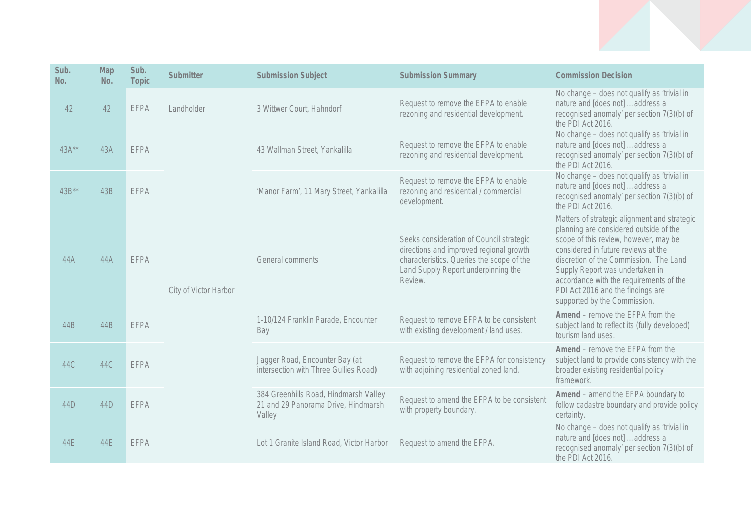| Sub. No. | Map No. | Sub. Topic | Submitter | Submission Subject | Submission Summary | Commission Decision |
|---|---|---|---|---|---|---|
| 42 | 42 | EFPA | Landholder | 3 Wittwer Court, Hahndorf | Request to remove the EFPA to enable rezoning and residential development. | No change – does not qualify as 'trivial in nature and [does not] … address a recognised anomaly' per section 7(3)(b) of the PDI Act 2016. |
| 43A** | 43A | EFPA | City of Victor Harbor | 43 Wallman Street, Yankalilla | Request to remove the EFPA to enable rezoning and residential development. | No change – does not qualify as 'trivial in nature and [does not] … address a recognised anomaly' per section 7(3)(b) of the PDI Act 2016. |
| 43B** | 43B | EFPA | City of Victor Harbor | 'Manor Farm', 11 Mary Street, Yankalilla | Request to remove the EFPA to enable rezoning and residential / commercial development. | No change – does not qualify as 'trivial in nature and [does not] … address a recognised anomaly' per section 7(3)(b) of the PDI Act 2016. |
| 44A | 44A | EFPA | City of Victor Harbor | General comments | Seeks consideration of Council strategic directions and improved regional growth characteristics. Queries the scope of the Land Supply Report underpinning the Review. | Matters of strategic alignment and strategic planning are considered outside of the scope of this review, however, may be considered in future reviews at the discretion of the Commission. The Land Supply Report was undertaken in accordance with the requirements of the PDI Act 2016 and the findings are supported by the Commission. |
| 44B | 44B | EFPA | City of Victor Harbor | 1-10/124 Franklin Parade, Encounter Bay | Request to remove EFPA to be consistent with existing development / land uses. | **Amend** – remove the EFPA from the subject land to reflect its (fully developed) tourism land uses. |
| 44C | 44C | EFPA | City of Victor Harbor | Jagger Road, Encounter Bay (at intersection with Three Gullies Road) | Request to remove the EFPA for consistency with adjoining residential zoned land. | **Amend** – remove the EFPA from the subject land to provide consistency with the broader existing residential policy framework. |
| 44D | 44D | EFPA | City of Victor Harbor | 384 Greenhills Road, Hindmarsh Valley 21 and 29 Panorama Drive, Hindmarsh Valley | Request to amend the EFPA to be consistent with property boundary. | **Amend** – amend the EFPA boundary to follow cadastre boundary and provide policy certainty. |
| 44E | 44E | EFPA | City of Victor Harbor | Lot 1 Granite Island Road, Victor Harbor | Request to amend the EFPA. | No change – does not qualify as 'trivial in nature and [does not] … address a recognised anomaly' per section 7(3)(b) of the PDI Act 2016. |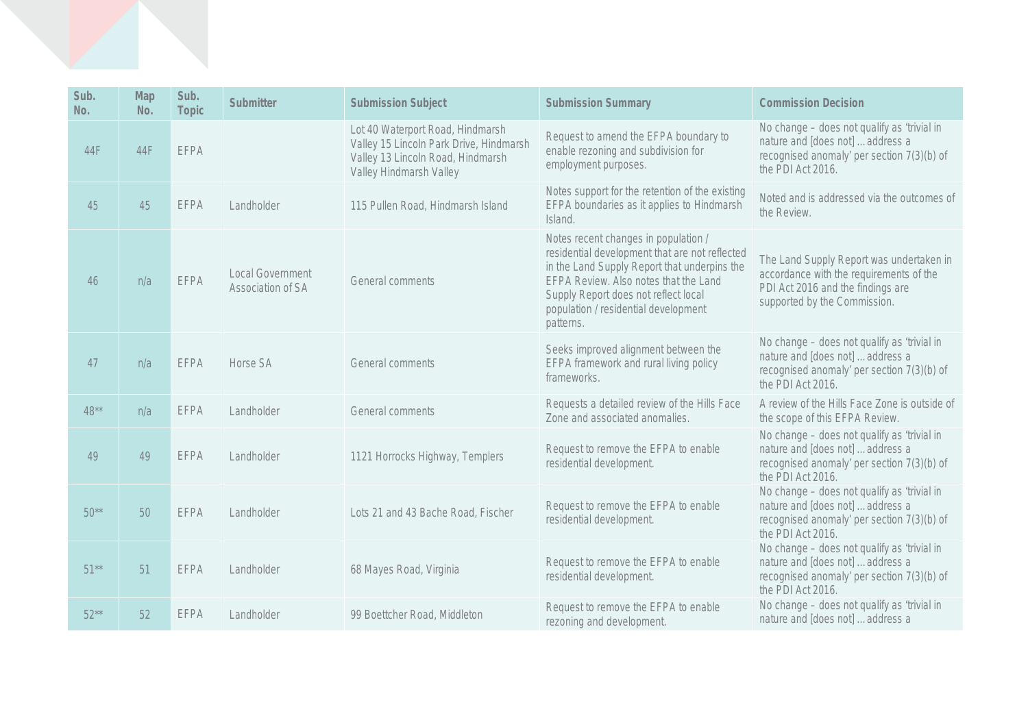| Sub. No. | Map No. | Sub. Topic | Submitter | Submission Subject | Submission Summary | Commission Decision |
|---|---|---|---|---|---|---|
| 44F | 44F | EFPA | | Lot 40 Waterport Road, Hindmarsh Valley 15 Lincoln Park Drive, Hindmarsh Valley 13 Lincoln Road, Hindmarsh Valley Hindmarsh Valley | Request to amend the EFPA boundary to enable rezoning and subdivision for employment purposes. | No change – does not qualify as 'trivial in nature and [does not] … address a recognised anomaly' per section 7(3)(b) of the PDI Act 2016. |
| 45 | 45 | EFPA | Landholder | 115 Pullen Road, Hindmarsh Island | Notes support for the retention of the existing EFPA boundaries as it applies to Hindmarsh Island. | Noted and is addressed via the outcomes of the Review. |
| 46 | n/a | EFPA | Local Government Association of SA | General comments | Notes recent changes in population / residential development that are not reflected in the Land Supply Report that underpins the EFPA Review. Also notes that the Land Supply Report does not reflect local population / residential development patterns. | The Land Supply Report was undertaken in accordance with the requirements of the PDI Act 2016 and the findings are supported by the Commission. |
| 47 | n/a | EFPA | Horse SA | General comments | Seeks improved alignment between the EFPA framework and rural living policy frameworks. | No change – does not qualify as 'trivial in nature and [does not] … address a recognised anomaly' per section 7(3)(b) of the PDI Act 2016. |
| 48** | n/a | EFPA | Landholder | General comments | Requests a detailed review of the Hills Face Zone and associated anomalies. | A review of the Hills Face Zone is outside of the scope of this EFPA Review. |
| 49 | 49 | EFPA | Landholder | 1121 Horrocks Highway, Templers | Request to remove the EFPA to enable residential development. | No change – does not qualify as 'trivial in nature and [does not] … address a recognised anomaly' per section 7(3)(b) of the PDI Act 2016. |
| 50** | 50 | EFPA | Landholder | Lots 21 and 43 Bache Road, Fischer | Request to remove the EFPA to enable residential development. | No change – does not qualify as 'trivial in nature and [does not] … address a recognised anomaly' per section 7(3)(b) of the PDI Act 2016. |
| 51** | 51 | EFPA | Landholder | 68 Mayes Road, Virginia | Request to remove the EFPA to enable residential development. | No change – does not qualify as 'trivial in nature and [does not] … address a recognised anomaly' per section 7(3)(b) of the PDI Act 2016. |
| 52** | 52 | EFPA | Landholder | 99 Boettcher Road, Middleton | Request to remove the EFPA to enable rezoning and development. | No change – does not qualify as 'trivial in nature and [does not] … address a |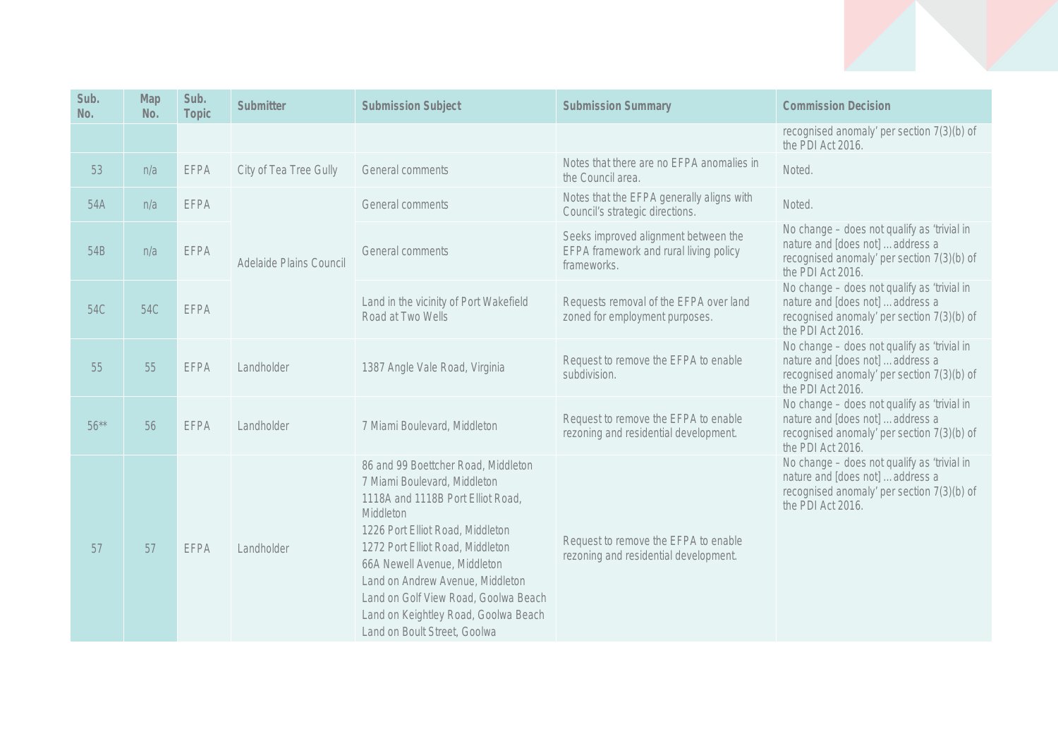| Sub. No. | Map No. | Sub. Topic | Submitter | Submission Subject | Submission Summary | Commission Decision |
|---|---|---|---|---|---|---|
| | | | | | | recognised anomaly' per section 7(3)(b) of the PDI Act 2016. |
| 53 | n/a | EFPA | City of Tea Tree Gully | General comments | Notes that there are no EFPA anomalies in the Council area. | Noted. |
| 54A | n/a | EFPA | Adelaide Plains Council | General comments | Notes that the EFPA generally aligns with Council's strategic directions. | Noted. |
| 54B | n/a | EFPA | | General comments | Seeks improved alignment between the EFPA framework and rural living policy frameworks. | No change – does not qualify as 'trivial in nature and [does not] ... address a recognised anomaly' per section 7(3)(b) of the PDI Act 2016. |
| 54C | 54C | EFPA | | Land in the vicinity of Port Wakefield Road at Two Wells | Requests removal of the EFPA over land zoned for employment purposes. | No change – does not qualify as 'trivial in nature and [does not] ... address a recognised anomaly' per section 7(3)(b) of the PDI Act 2016. |
| 55 | 55 | EFPA | Landholder | 1387 Angle Vale Road, Virginia | Request to remove the EFPA to enable subdivision. | No change – does not qualify as 'trivial in nature and [does not] ... address a recognised anomaly' per section 7(3)(b) of the PDI Act 2016. |
| 56** | 56 | EFPA | Landholder | 7 Miami Boulevard, Middleton | Request to remove the EFPA to enable rezoning and residential development. | No change – does not qualify as 'trivial in nature and [does not] ... address a recognised anomaly' per section 7(3)(b) of the PDI Act 2016. |
| 57 | 57 | EFPA | Landholder | 86 and 99 Boettcher Road, Middleton<br>7 Miami Boulevard, Middleton<br>1118A and 1118B Port Elliot Road, Middleton<br>1226 Port Elliot Road, Middleton<br>1272 Port Elliot Road, Middleton<br>66A Newell Avenue, Middleton<br>Land on Andrew Avenue, Middleton<br>Land on Golf View Road, Goolwa Beach<br>Land on Keightley Road, Goolwa Beach<br>Land on Boult Street, Goolwa | Request to remove the EFPA to enable rezoning and residential development. | No change – does not qualify as 'trivial in nature and [does not] ... address a recognised anomaly' per section 7(3)(b) of the PDI Act 2016. |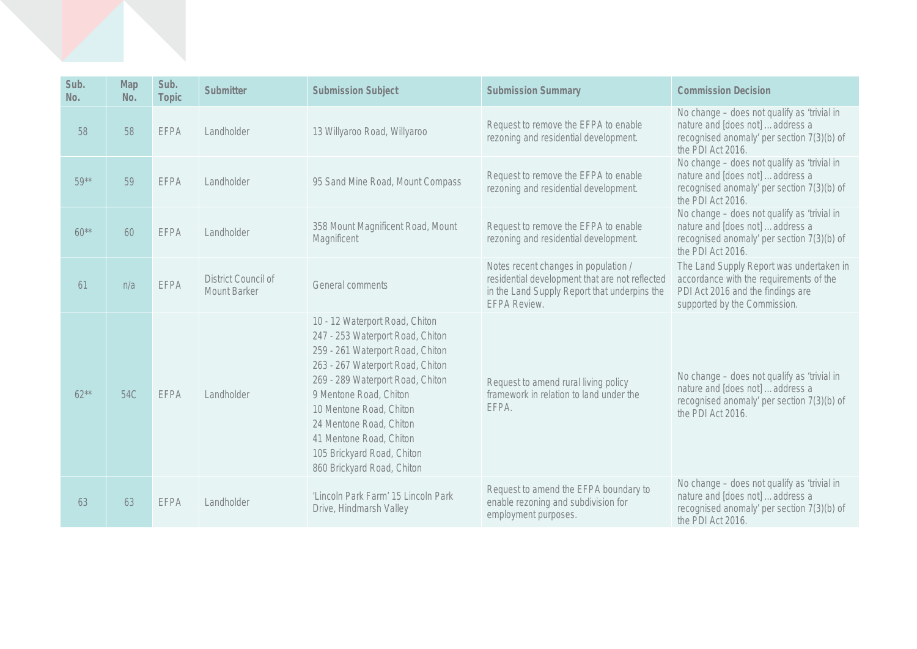| Sub. No. | Map No. | Sub. Topic | Submitter | Submission Subject | Submission Summary | Commission Decision |
|---|---|---|---|---|---|---|
| 58 | 58 | EFPA | Landholder | 13 Willyaroo Road, Willyaroo | Request to remove the EFPA to enable rezoning and residential development. | No change – does not qualify as 'trivial in nature and [does not] … address a recognised anomaly' per section 7(3)(b) of the PDI Act 2016. |
| 59** | 59 | EFPA | Landholder | 95 Sand Mine Road, Mount Compass | Request to remove the EFPA to enable rezoning and residential development. | No change – does not qualify as 'trivial in nature and [does not] … address a recognised anomaly' per section 7(3)(b) of the PDI Act 2016. |
| 60** | 60 | EFPA | Landholder | 358 Mount Magnificent Road, Mount Magnificent | Request to remove the EFPA to enable rezoning and residential development. | No change – does not qualify as 'trivial in nature and [does not] … address a recognised anomaly' per section 7(3)(b) of the PDI Act 2016. |
| 61 | n/a | EFPA | District Council of Mount Barker | General comments | Notes recent changes in population / residential development that are not reflected in the Land Supply Report that underpins the EFPA Review. | The Land Supply Report was undertaken in accordance with the requirements of the PDI Act 2016 and the findings are supported by the Commission. |
| 62** | 54C | EFPA | Landholder | 10 - 12 Waterport Road, Chiton<br>247 - 253 Waterport Road, Chiton<br>259 - 261 Waterport Road, Chiton<br>263 - 267 Waterport Road, Chiton<br>269 - 289 Waterport Road, Chiton<br>9 Mentone Road, Chiton<br>10 Mentone Road, Chiton<br>24 Mentone Road, Chiton<br>41 Mentone Road, Chiton<br>105 Brickyard Road, Chiton<br>860 Brickyard Road, Chiton | Request to amend rural living policy framework in relation to land under the EFPA. | No change – does not qualify as 'trivial in nature and [does not] … address a recognised anomaly' per section 7(3)(b) of the PDI Act 2016. |
| 63 | 63 | EFPA | Landholder | 'Lincoln Park Farm' 15 Lincoln Park Drive, Hindmarsh Valley | Request to amend the EFPA boundary to enable rezoning and subdivision for employment purposes. | No change – does not qualify as 'trivial in nature and [does not] … address a recognised anomaly' per section 7(3)(b) of the PDI Act 2016. |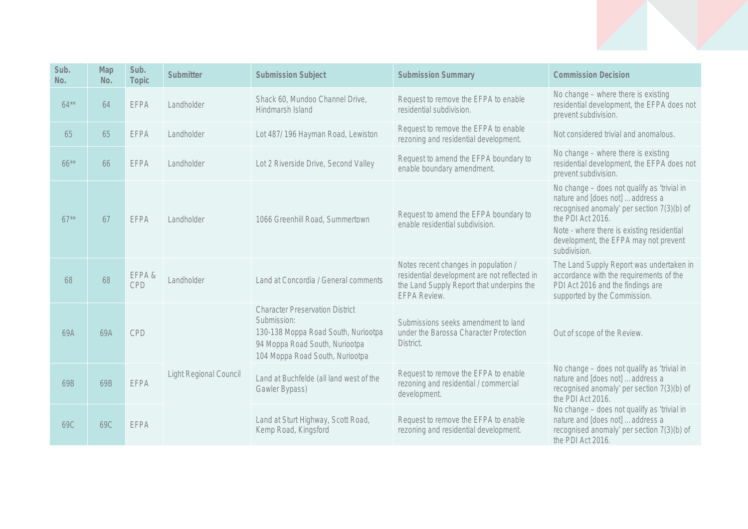| Sub. No. | Map No. | Sub. Topic | Submitter | Submission Subject | Submission Summary | Commission Decision |
|---|---|---|---|---|---|---|
| 64** | 64 | EFPA | Landholder | Shack 60, Mundoo Channel Drive, Hindmarsh Island | Request to remove the EFPA to enable residential subdivision. | No change – where there is existing residential development, the EFPA does not prevent subdivision. |
| 65 | 65 | EFPA | Landholder | Lot 487/ 196 Hayman Road, Lewiston | Request to remove the EFPA to enable rezoning and residential development. | Not considered trivial and anomalous. |
| 66** | 66 | EFPA | Landholder | Lot 2 Riverside Drive, Second Valley | Request to amend the EFPA boundary to enable boundary amendment. | No change – where there is existing residential development, the EFPA does not prevent subdivision. |
| 67** | 67 | EFPA | Landholder | 1066 Greenhill Road, Summertown | Request to amend the EFPA boundary to enable residential subdivision. | No change – does not qualify as 'trivial in nature and [does not] … address a recognised anomaly' per section 7(3)(b) of the PDI Act 2016.<br>Note - where there is existing residential development, the EFPA may not prevent subdivision. |
| 68 | 68 | EFPA & CPD | Landholder | Land at Concordia / General comments | Notes recent changes in population / residential development are not reflected in the Land Supply Report that underpins the EFPA Review. | The Land Supply Report was undertaken in accordance with the requirements of the PDI Act 2016 and the findings are supported by the Commission. |
| 69A | 69A | CPD | Light Regional Council | Character Preservation District Submission:<br>130-138 Moppa Road South, Nuriootpa<br>94 Moppa Road South, Nuriootpa<br>104 Moppa Road South, Nuriootpa | Submissions seeks amendment to land under the Barossa Character Protection District. | Out of scope of the Review. |
| 69B | 69B | EFPA | Light Regional Council | Land at Buchfelde (all land west of the Gawler Bypass) | Request to remove the EFPA to enable rezoning and residential / commercial development. | No change – does not qualify as 'trivial in nature and [does not] … address a recognised anomaly' per section 7(3)(b) of the PDI Act 2016. |
| 69C | 69C | EFPA | Light Regional Council | Land at Sturt Highway, Scott Road, Kemp Road, Kingsford | Request to remove the EFPA to enable rezoning and residential development. | No change – does not qualify as 'trivial in nature and [does not] … address a recognised anomaly' per section 7(3)(b) of the PDI Act 2016. |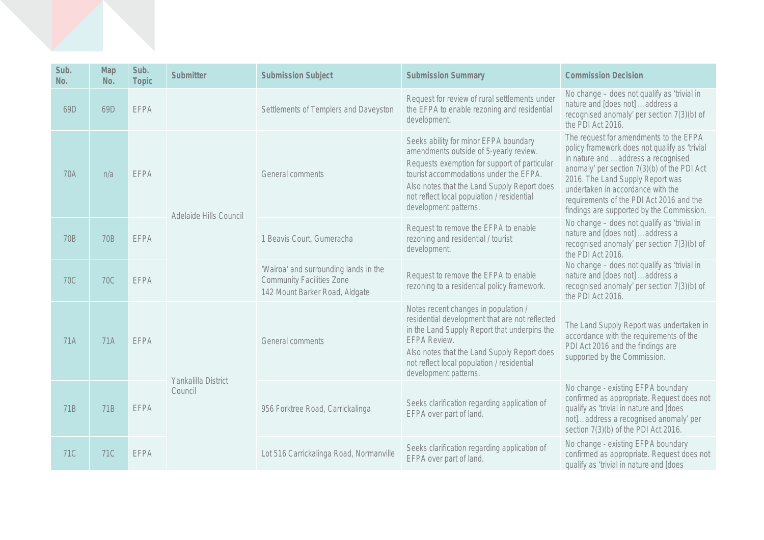| Sub. No. | Map No. | Sub. Topic | Submitter | Submission Subject | Submission Summary | Commission Decision |
|---|---|---|---|---|---|---|
| 69D | 69D | EFPA | | Settlements of Templers and Daveyston | Request for review of rural settlements under the EFPA to enable rezoning and residential development. | No change – does not qualify as 'trivial in nature and [does not] … address a recognised anomaly' per section 7(3)(b) of the PDI Act 2016. |
| 70A | n/a | EFPA | Adelaide Hills Council | General comments | Seeks ability for minor EFPA boundary amendments outside of 5-yearly review. Requests exemption for support of particular tourist accommodations under the EFPA. Also notes that the Land Supply Report does not reflect local population / residential development patterns. | The request for amendments to the EFPA policy framework does not qualify as 'trivial in nature and … address a recognised anomaly' per section 7(3)(b) of the PDI Act 2016. The Land Supply Report was undertaken in accordance with the requirements of the PDI Act 2016 and the findings are supported by the Commission. |
| 70B | 70B | EFPA | Adelaide Hills Council | 1 Beavis Court, Gumeracha | Request to remove the EFPA to enable rezoning and residential / tourist development. | No change – does not qualify as 'trivial in nature and [does not] … address a recognised anomaly' per section 7(3)(b) of the PDI Act 2016. |
| 70C | 70C | EFPA | Adelaide Hills Council | 'Wairoa' and surrounding lands in the Community Facilities Zone 142 Mount Barker Road, Aldgate | Request to remove the EFPA to enable rezoning to a residential policy framework. | No change – does not qualify as 'trivial in nature and [does not] … address a recognised anomaly' per section 7(3)(b) of the PDI Act 2016. |
| 71A | 71A | EFPA | Yankalilla District Council | General comments | Notes recent changes in population / residential development that are not reflected in the Land Supply Report that underpins the EFPA Review. Also notes that the Land Supply Report does not reflect local population / residential development patterns. | The Land Supply Report was undertaken in accordance with the requirements of the PDI Act 2016 and the findings are supported by the Commission. |
| 71B | 71B | EFPA | Yankalilla District Council | 956 Forktree Road, Carrickalinga | Seeks clarification regarding application of EFPA over part of land. | No change - existing EFPA boundary confirmed as appropriate. Request does not qualify as 'trivial in nature and [does not]… address a recognised anomaly' per section 7(3)(b) of the PDI Act 2016. |
| 71C | 71C | EFPA | Yankalilla District Council | Lot 516 Carrickalinga Road, Normanville | Seeks clarification regarding application of EFPA over part of land. | No change - existing EFPA boundary confirmed as appropriate. Request does not qualify as 'trivial in nature and [does |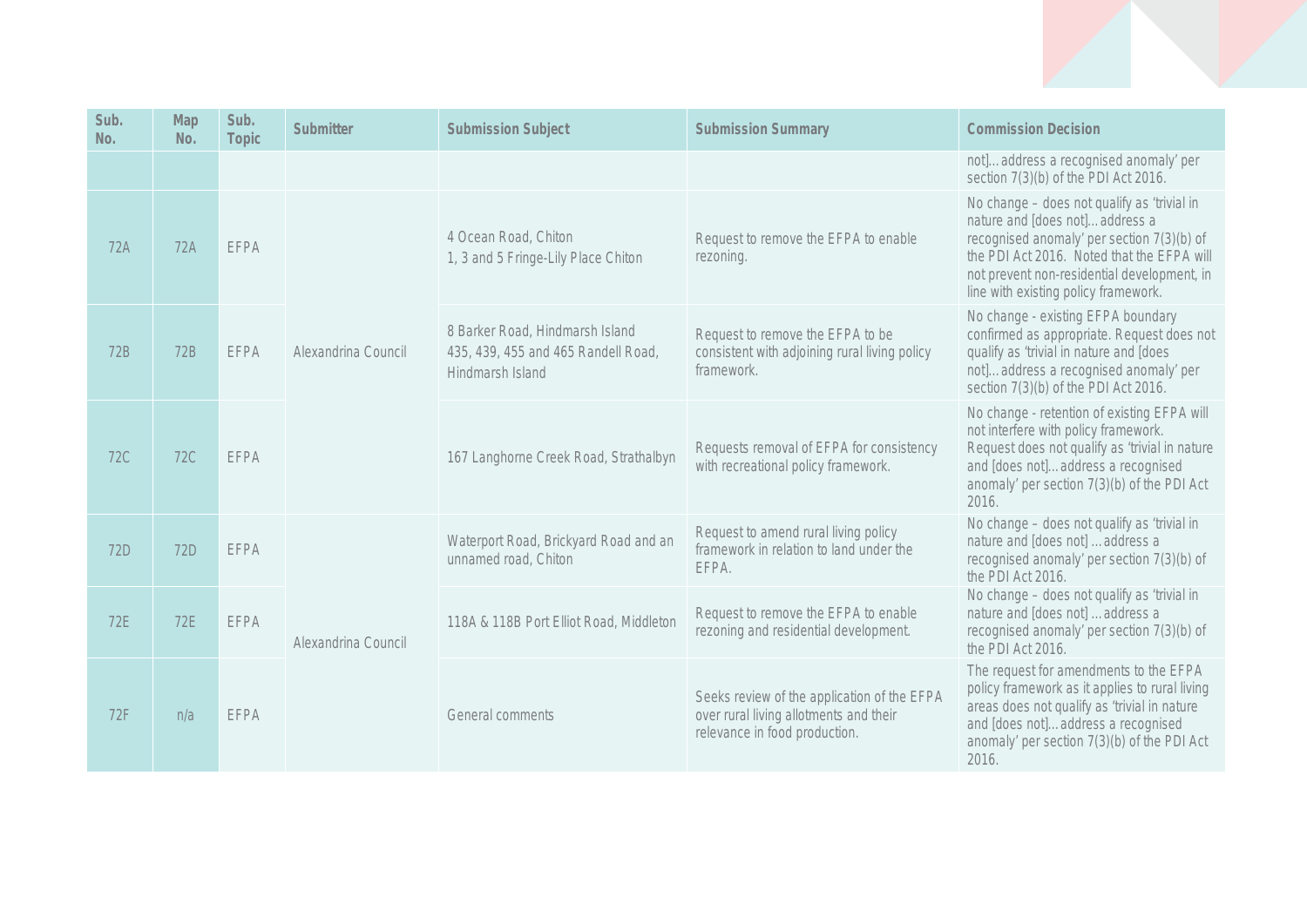| Sub. No. | Map No. | Sub. Topic | Submitter | Submission Subject | Submission Summary | Commission Decision |
|---|---|---|---|---|---|---|
| | | | | | | not]… address a recognised anomaly' per section 7(3)(b) of the PDI Act 2016. |
| 72A | 72A | EFPA | Alexandrina Council | 4 Ocean Road, Chiton<br>1, 3 and 5 Fringe-Lily Place Chiton | Request to remove the EFPA to enable rezoning. | No change – does not qualify as 'trivial in nature and [does not]… address a recognised anomaly' per section 7(3)(b) of the PDI Act 2016. Noted that the EFPA will not prevent non-residential development, in line with existing policy framework. |
| 72B | 72B | EFPA | Alexandrina Council | 8 Barker Road, Hindmarsh Island<br>435, 439, 455 and 465 Randell Road, Hindmarsh Island | Request to remove the EFPA to be consistent with adjoining rural living policy framework. | No change - existing EFPA boundary confirmed as appropriate. Request does not qualify as 'trivial in nature and [does not]… address a recognised anomaly' per section 7(3)(b) of the PDI Act 2016. |
| 72C | 72C | EFPA | Alexandrina Council | 167 Langhorne Creek Road, Strathalbyn | Requests removal of EFPA for consistency with recreational policy framework. | No change - retention of existing EFPA will not interfere with policy framework. Request does not qualify as 'trivial in nature and [does not]… address a recognised anomaly' per section 7(3)(b) of the PDI Act 2016. |
| 72D | 72D | EFPA | Alexandrina Council | Waterport Road, Brickyard Road and an unnamed road, Chiton | Request to amend rural living policy framework in relation to land under the EFPA. | No change – does not qualify as 'trivial in nature and [does not] … address a recognised anomaly' per section 7(3)(b) of the PDI Act 2016. |
| 72E | 72E | EFPA | Alexandrina Council | 118A & 118B Port Elliot Road, Middleton | Request to remove the EFPA to enable rezoning and residential development. | No change – does not qualify as 'trivial in nature and [does not] … address a recognised anomaly' per section 7(3)(b) of the PDI Act 2016. |
| 72F | n/a | EFPA | Alexandrina Council | General comments | Seeks review of the application of the EFPA over rural living allotments and their relevance in food production. | The request for amendments to the EFPA policy framework as it applies to rural living areas does not qualify as 'trivial in nature and [does not]… address a recognised anomaly' per section 7(3)(b) of the PDI Act 2016. |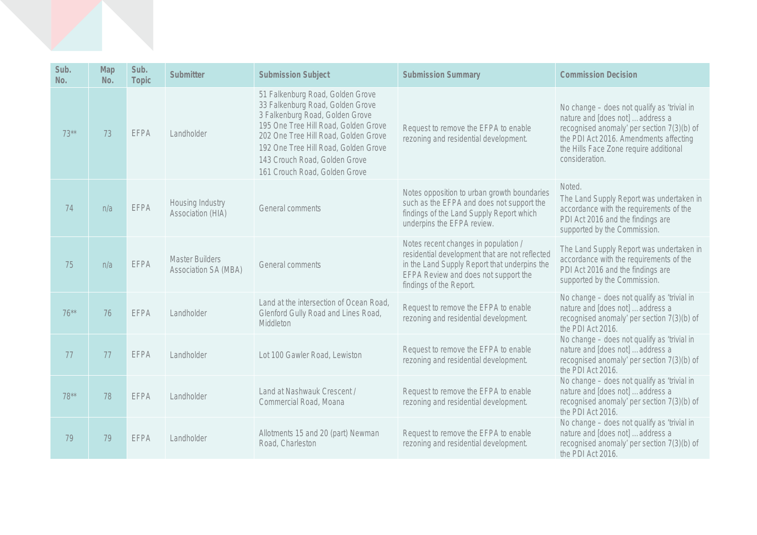| Sub. No. | Map No. | Sub. Topic | Submitter | Submission Subject | Submission Summary | Commission Decision |
|---|---|---|---|---|---|---|
| 73** | 73 | EFPA | Landholder | 51 Falkenburg Road, Golden Grove<br>33 Falkenburg Road, Golden Grove<br>3 Falkenburg Road, Golden Grove<br>195 One Tree Hill Road, Golden Grove<br>202 One Tree Hill Road, Golden Grove<br>192 One Tree Hill Road, Golden Grove<br>143 Crouch Road, Golden Grove<br>161 Crouch Road, Golden Grove | Request to remove the EFPA to enable rezoning and residential development. | No change – does not qualify as 'trivial in nature and [does not] … address a recognised anomaly' per section 7(3)(b) of the PDI Act 2016. Amendments affecting the Hills Face Zone require additional consideration. |
| 74 | n/a | EFPA | Housing Industry Association (HIA) | General comments | Notes opposition to urban growth boundaries such as the EFPA and does not support the findings of the Land Supply Report which underpins the EFPA review. | Noted.<br>The Land Supply Report was undertaken in accordance with the requirements of the PDI Act 2016 and the findings are supported by the Commission. |
| 75 | n/a | EFPA | Master Builders Association SA (MBA) | General comments | Notes recent changes in population / residential development that are not reflected in the Land Supply Report that underpins the EFPA Review and does not support the findings of the Report. | The Land Supply Report was undertaken in accordance with the requirements of the PDI Act 2016 and the findings are supported by the Commission. |
| 76** | 76 | EFPA | Landholder | Land at the intersection of Ocean Road, Glenford Gully Road and Lines Road, Middleton | Request to remove the EFPA to enable rezoning and residential development. | No change – does not qualify as 'trivial in nature and [does not] … address a recognised anomaly' per section 7(3)(b) of the PDI Act 2016. |
| 77 | 77 | EFPA | Landholder | Lot 100 Gawler Road, Lewiston | Request to remove the EFPA to enable rezoning and residential development. | No change – does not qualify as 'trivial in nature and [does not] … address a recognised anomaly' per section 7(3)(b) of the PDI Act 2016. |
| 78** | 78 | EFPA | Landholder | Land at Nashwauk Crescent / Commercial Road, Moana | Request to remove the EFPA to enable rezoning and residential development. | No change – does not qualify as 'trivial in nature and [does not] … address a recognised anomaly' per section 7(3)(b) of the PDI Act 2016. |
| 79 | 79 | EFPA | Landholder | Allotments 15 and 20 (part) Newman Road, Charleston | Request to remove the EFPA to enable rezoning and residential development. | No change – does not qualify as 'trivial in nature and [does not] … address a recognised anomaly' per section 7(3)(b) of the PDI Act 2016. |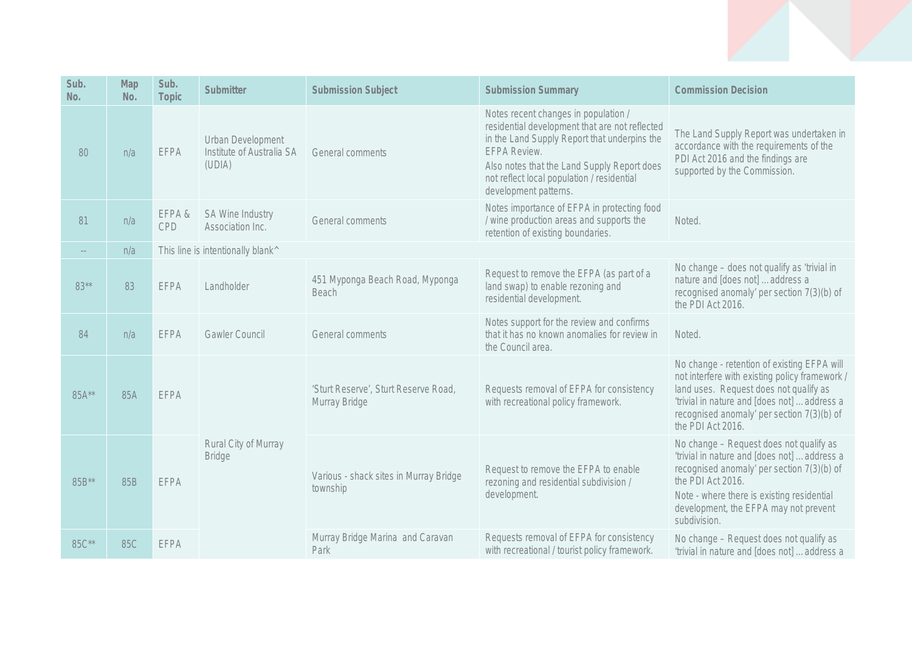| Sub. No. | Map No. | Sub. Topic | Submitter | Submission Subject | Submission Summary | Commission Decision |
|---|---|---|---|---|---|---|
| 80 | n/a | EFPA | Urban Development Institute of Australia SA (UDIA) | General comments | Notes recent changes in population / residential development that are not reflected in the Land Supply Report that underpins the EFPA Review.<br>Also notes that the Land Supply Report does not reflect local population / residential development patterns. | The Land Supply Report was undertaken in accordance with the requirements of the PDI Act 2016 and the findings are supported by the Commission. |
| 81 | n/a | EFPA & CPD | SA Wine Industry Association Inc. | General comments | Notes importance of EFPA in protecting food / wine production areas and supports the retention of existing boundaries. | Noted. |
| -- | n/a | This line is intentionally blank^ | | | | |
| 83** | 83 | EFPA | Landholder | 451 Myponga Beach Road, Myponga Beach | Request to remove the EFPA (as part of a land swap) to enable rezoning and residential development. | No change – does not qualify as 'trivial in nature and [does not] … address a recognised anomaly' per section 7(3)(b) of the PDI Act 2016. |
| 84 | n/a | EFPA | Gawler Council | General comments | Notes support for the review and confirms that it has no known anomalies for review in the Council area. | Noted. |
| 85A** | 85A | EFPA | Rural City of Murray Bridge | 'Sturt Reserve', Sturt Reserve Road, Murray Bridge | Requests removal of EFPA for consistency with recreational policy framework. | No change - retention of existing EFPA will not interfere with existing policy framework / land uses. Request does not qualify as 'trivial in nature and [does not] … address a recognised anomaly' per section 7(3)(b) of the PDI Act 2016. |
| 85B** | 85B | EFPA | Rural City of Murray Bridge | Various - shack sites in Murray Bridge township | Request to remove the EFPA to enable rezoning and residential subdivision / development. | No change – Request does not qualify as 'trivial in nature and [does not] … address a recognised anomaly' per section 7(3)(b) of the PDI Act 2016.<br>Note - where there is existing residential development, the EFPA may not prevent subdivision. |
| 85C** | 85C | EFPA | Rural City of Murray Bridge | Murray Bridge Marina and Caravan Park | Requests removal of EFPA for consistency with recreational / tourist policy framework. | No change – Request does not qualify as 'trivial in nature and [does not] … address a |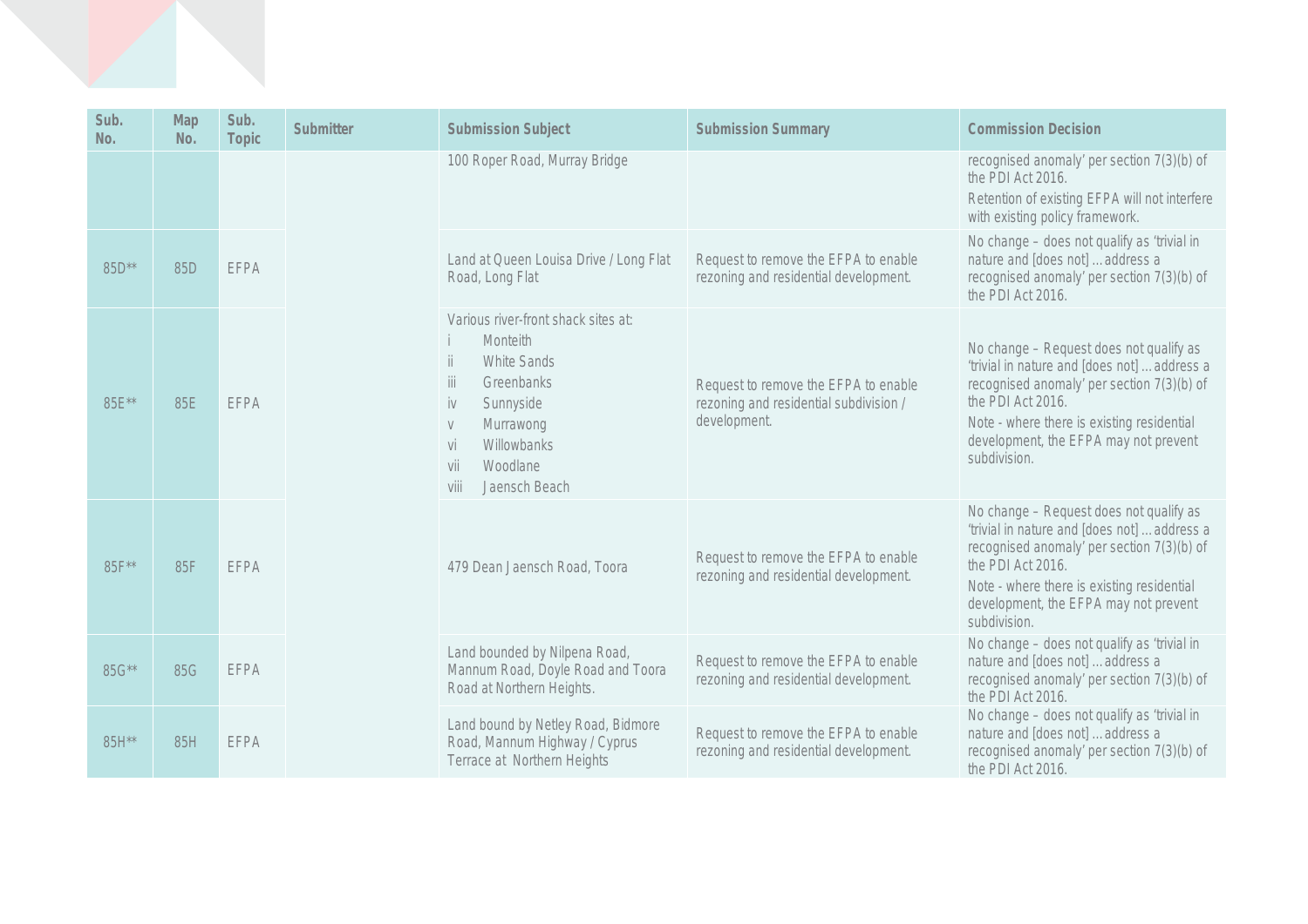| Sub. No. | Map No. | Sub. Topic | Submitter | Submission Subject | Submission Summary | Commission Decision |
|---|---|---|---|---|---|---|
| | | | | 100 Roper Road, Murray Bridge | | recognised anomaly' per section 7(3)(b) of the PDI Act 2016.<br>Retention of existing EFPA will not interfere with existing policy framework. |
| 85D** | 85D | EFPA | | Land at Queen Louisa Drive / Long Flat Road, Long Flat | Request to remove the EFPA to enable rezoning and residential development. | No change – does not qualify as 'trivial in nature and [does not] … address a recognised anomaly' per section 7(3)(b) of the PDI Act 2016. |
| 85E** | 85E | EFPA | | Various river-front shack sites at:<br>i Monteith<br>ii White Sands<br>iii Greenbanks<br>iv Sunnyside<br>v Murrawong<br>vi Willowbanks<br>vii Woodlane<br>viii Jaensch Beach | Request to remove the EFPA to enable rezoning and residential subdivision / development. | No change – Request does not qualify as 'trivial in nature and [does not] … address a recognised anomaly' per section 7(3)(b) of the PDI Act 2016.<br>Note - where there is existing residential development, the EFPA may not prevent subdivision. |
| 85F** | 85F | EFPA | | 479 Dean Jaensch Road, Toora | Request to remove the EFPA to enable rezoning and residential development. | No change – Request does not qualify as 'trivial in nature and [does not] … address a recognised anomaly' per section 7(3)(b) of the PDI Act 2016.<br>Note - where there is existing residential development, the EFPA may not prevent subdivision. |
| 85G** | 85G | EFPA | | Land bounded by Nilpena Road, Mannum Road, Doyle Road and Toora Road at Northern Heights. | Request to remove the EFPA to enable rezoning and residential development. | No change – does not qualify as 'trivial in nature and [does not] … address a recognised anomaly' per section 7(3)(b) of the PDI Act 2016. |
| 85H** | 85H | EFPA | | Land bound by Netley Road, Bidmore Road, Mannum Highway / Cyprus Terrace at Northern Heights | Request to remove the EFPA to enable rezoning and residential development. | No change – does not qualify as 'trivial in nature and [does not] … address a recognised anomaly' per section 7(3)(b) of the PDI Act 2016. |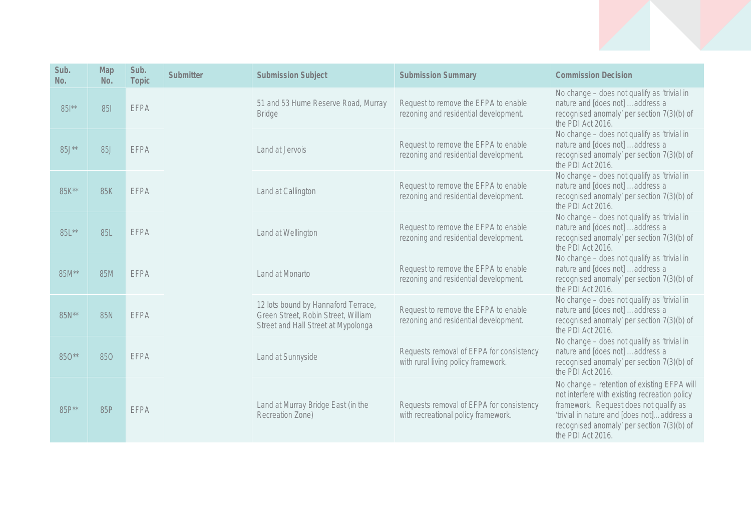| Sub. No. | Map No. | Sub. Topic | Submitter | Submission Subject | Submission Summary | Commission Decision |
|---|---|---|---|---|---|---|
| 85I** | 85I | EFPA | | 51 and 53 Hume Reserve Road, Murray Bridge | Request to remove the EFPA to enable rezoning and residential development. | No change – does not qualify as 'trivial in nature and [does not] … address a recognised anomaly' per section 7(3)(b) of the PDI Act 2016. |
| 85J** | 85J | EFPA | | Land at Jervois | Request to remove the EFPA to enable rezoning and residential development. | No change – does not qualify as 'trivial in nature and [does not] … address a recognised anomaly' per section 7(3)(b) of the PDI Act 2016. |
| 85K** | 85K | EFPA | | Land at Callington | Request to remove the EFPA to enable rezoning and residential development. | No change – does not qualify as 'trivial in nature and [does not] … address a recognised anomaly' per section 7(3)(b) of the PDI Act 2016. |
| 85L** | 85L | EFPA | | Land at Wellington | Request to remove the EFPA to enable rezoning and residential development. | No change – does not qualify as 'trivial in nature and [does not] … address a recognised anomaly' per section 7(3)(b) of the PDI Act 2016. |
| 85M** | 85M | EFPA | | Land at Monarto | Request to remove the EFPA to enable rezoning and residential development. | No change – does not qualify as 'trivial in nature and [does not] … address a recognised anomaly' per section 7(3)(b) of the PDI Act 2016. |
| 85N** | 85N | EFPA | | 12 lots bound by Hannaford Terrace, Green Street, Robin Street, William Street and Hall Street at Mypolonga | Request to remove the EFPA to enable rezoning and residential development. | No change – does not qualify as 'trivial in nature and [does not] … address a recognised anomaly' per section 7(3)(b) of the PDI Act 2016. |
| 85O** | 85O | EFPA | | Land at Sunnyside | Requests removal of EFPA for consistency with rural living policy framework. | No change – does not qualify as 'trivial in nature and [does not] … address a recognised anomaly' per section 7(3)(b) of the PDI Act 2016. |
| 85P** | 85P | EFPA | | Land at Murray Bridge East (in the Recreation Zone) | Requests removal of EFPA for consistency with recreational policy framework. | No change – retention of existing EFPA will not interfere with existing recreation policy framework. Request does not qualify as 'trivial in nature and [does not]… address a recognised anomaly' per section 7(3)(b) of the PDI Act 2016. |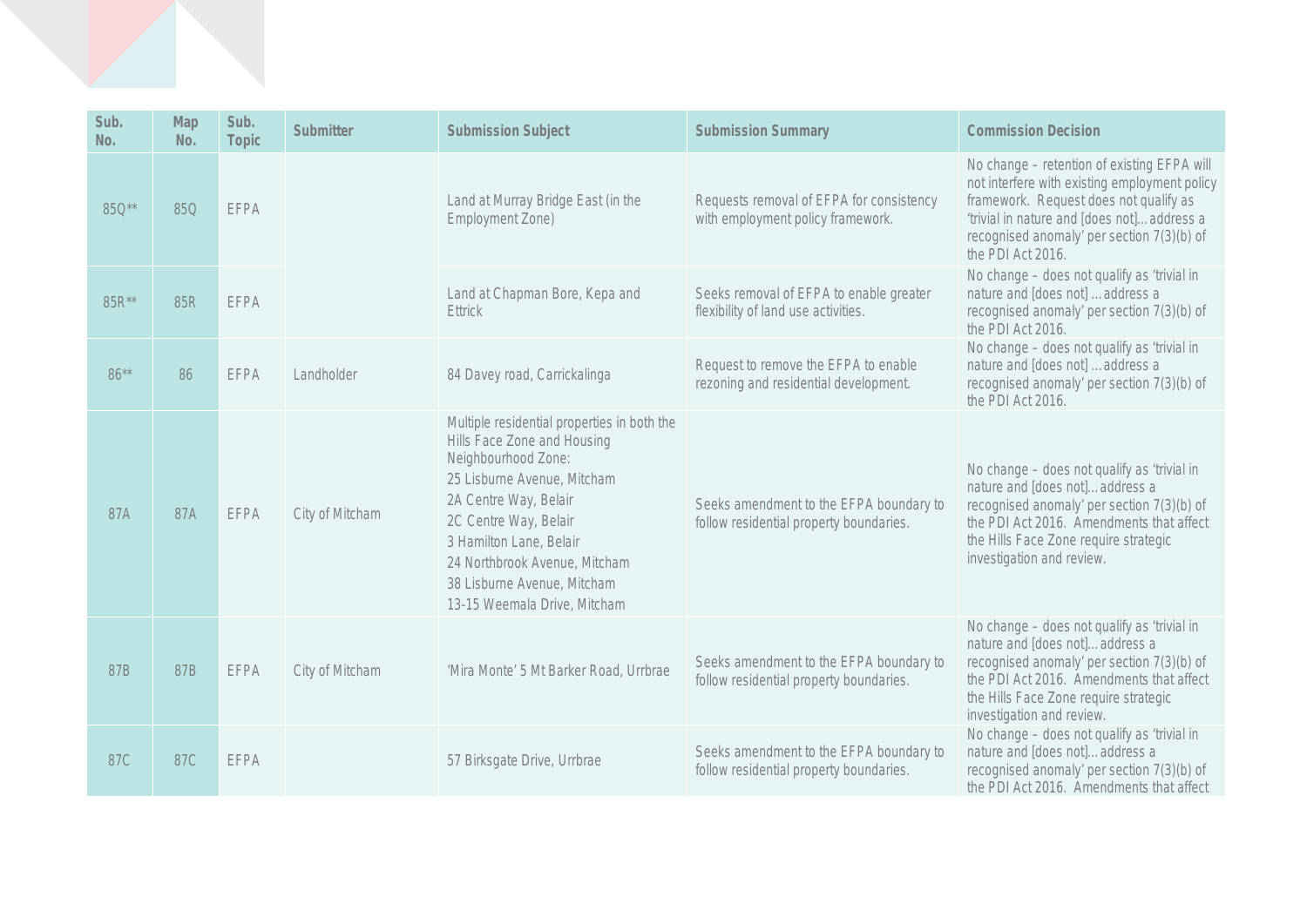| Sub. No. | Map No. | Sub. Topic | Submitter | Submission Subject | Submission Summary | Commission Decision |
|---|---|---|---|---|---|---|
| 85Q** | 85Q | EFPA | | Land at Murray Bridge East (in the Employment Zone) | Requests removal of EFPA for consistency with employment policy framework. | No change – retention of existing EFPA will not interfere with existing employment policy framework. Request does not qualify as 'trivial in nature and [does not]… address a recognised anomaly' per section 7(3)(b) of the PDI Act 2016. |
| 85R** | 85R | EFPA | | Land at Chapman Bore, Kepa and Ettrick | Seeks removal of EFPA to enable greater flexibility of land use activities. | No change – does not qualify as 'trivial in nature and [does not] … address a recognised anomaly' per section 7(3)(b) of the PDI Act 2016. |
| 86** | 86 | EFPA | Landholder | 84 Davey road, Carrickalinga | Request to remove the EFPA to enable rezoning and residential development. | No change – does not qualify as 'trivial in nature and [does not] … address a recognised anomaly' per section 7(3)(b) of the PDI Act 2016. |
| 87A | 87A | EFPA | City of Mitcham | Multiple residential properties in both the Hills Face Zone and Housing Neighbourhood Zone:<br>25 Lisburne Avenue, Mitcham<br>2A Centre Way, Belair<br>2C Centre Way, Belair<br>3 Hamilton Lane, Belair<br>24 Northbrook Avenue, Mitcham<br>38 Lisburne Avenue, Mitcham<br>13-15 Weemala Drive, Mitcham | Seeks amendment to the EFPA boundary to follow residential property boundaries. | No change – does not qualify as 'trivial in nature and [does not]… address a recognised anomaly' per section 7(3)(b) of the PDI Act 2016. Amendments that affect the Hills Face Zone require strategic investigation and review. |
| 87B | 87B | EFPA | City of Mitcham | 'Mira Monte' 5 Mt Barker Road, Urrbrae | Seeks amendment to the EFPA boundary to follow residential property boundaries. | No change – does not qualify as 'trivial in nature and [does not]… address a recognised anomaly' per section 7(3)(b) of the PDI Act 2016. Amendments that affect the Hills Face Zone require strategic investigation and review. |
| 87C | 87C | EFPA | | 57 Birksgate Drive, Urrbrae | Seeks amendment to the EFPA boundary to follow residential property boundaries. | No change – does not qualify as 'trivial in nature and [does not]… address a recognised anomaly' per section 7(3)(b) of the PDI Act 2016. Amendments that affect |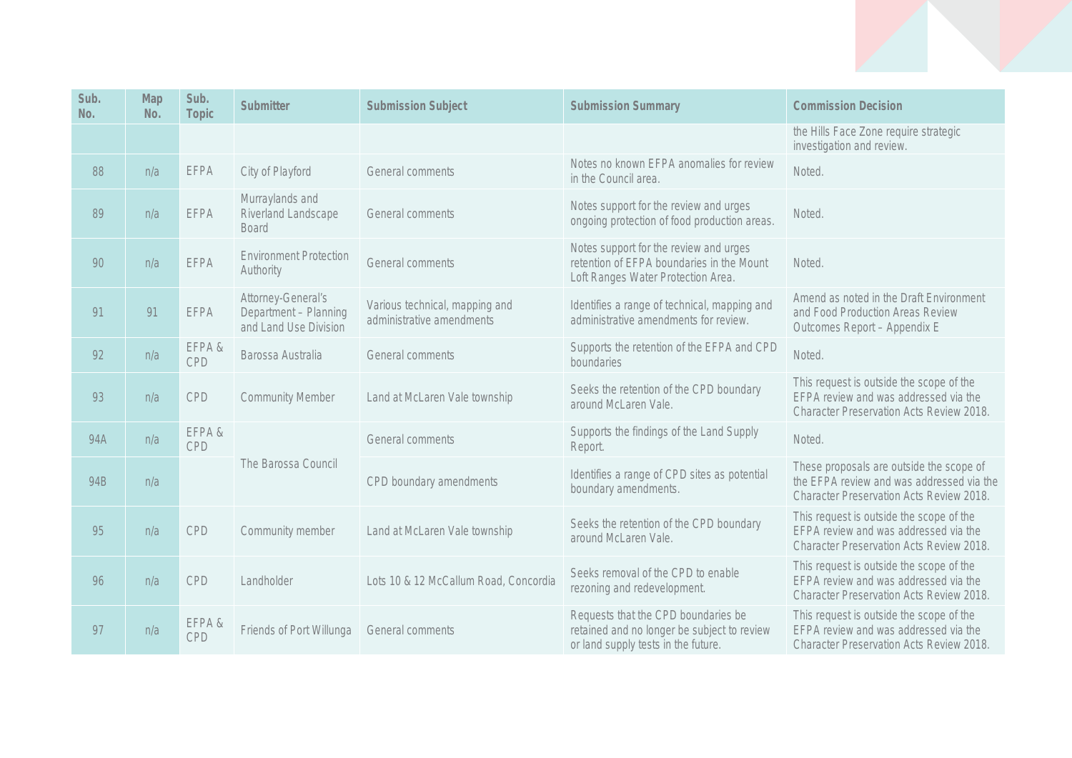| Sub. No. | Map No. | Sub. Topic | Submitter | Submission Subject | Submission Summary | Commission Decision |
|---|---|---|---|---|---|---|
| | | | | | | the Hills Face Zone require strategic investigation and review. |
| 88 | n/a | EFPA | City of Playford | General comments | Notes no known EFPA anomalies for review in the Council area. | Noted. |
| 89 | n/a | EFPA | Murraylands and Riverland Landscape Board | General comments | Notes support for the review and urges ongoing protection of food production areas. | Noted. |
| 90 | n/a | EFPA | Environment Protection Authority | General comments | Notes support for the review and urges retention of EFPA boundaries in the Mount Loft Ranges Water Protection Area. | Noted. |
| 91 | 91 | EFPA | Attorney-General's Department – Planning and Land Use Division | Various technical, mapping and administrative amendments | Identifies a range of technical, mapping and administrative amendments for review. | Amend as noted in the Draft Environment and Food Production Areas Review Outcomes Report – Appendix E |
| 92 | n/a | EFPA & CPD | Barossa Australia | General comments | Supports the retention of the EFPA and CPD boundaries | Noted. |
| 93 | n/a | CPD | Community Member | Land at McLaren Vale township | Seeks the retention of the CPD boundary around McLaren Vale. | This request is outside the scope of the EFPA review and was addressed via the Character Preservation Acts Review 2018. |
| 94A | n/a | EFPA & CPD | The Barossa Council | General comments | Supports the findings of the Land Supply Report. | Noted. |
| 94B | n/a | | The Barossa Council | CPD boundary amendments | Identifies a range of CPD sites as potential boundary amendments. | These proposals are outside the scope of the EFPA review and was addressed via the Character Preservation Acts Review 2018. |
| 95 | n/a | CPD | Community member | Land at McLaren Vale township | Seeks the retention of the CPD boundary around McLaren Vale. | This request is outside the scope of the EFPA review and was addressed via the Character Preservation Acts Review 2018. |
| 96 | n/a | CPD | Landholder | Lots 10 & 12 McCallum Road, Concordia | Seeks removal of the CPD to enable rezoning and redevelopment. | This request is outside the scope of the EFPA review and was addressed via the Character Preservation Acts Review 2018. |
| 97 | n/a | EFPA & CPD | Friends of Port Willunga | General comments | Requests that the CPD boundaries be retained and no longer be subject to review or land supply tests in the future. | This request is outside the scope of the EFPA review and was addressed via the Character Preservation Acts Review 2018. |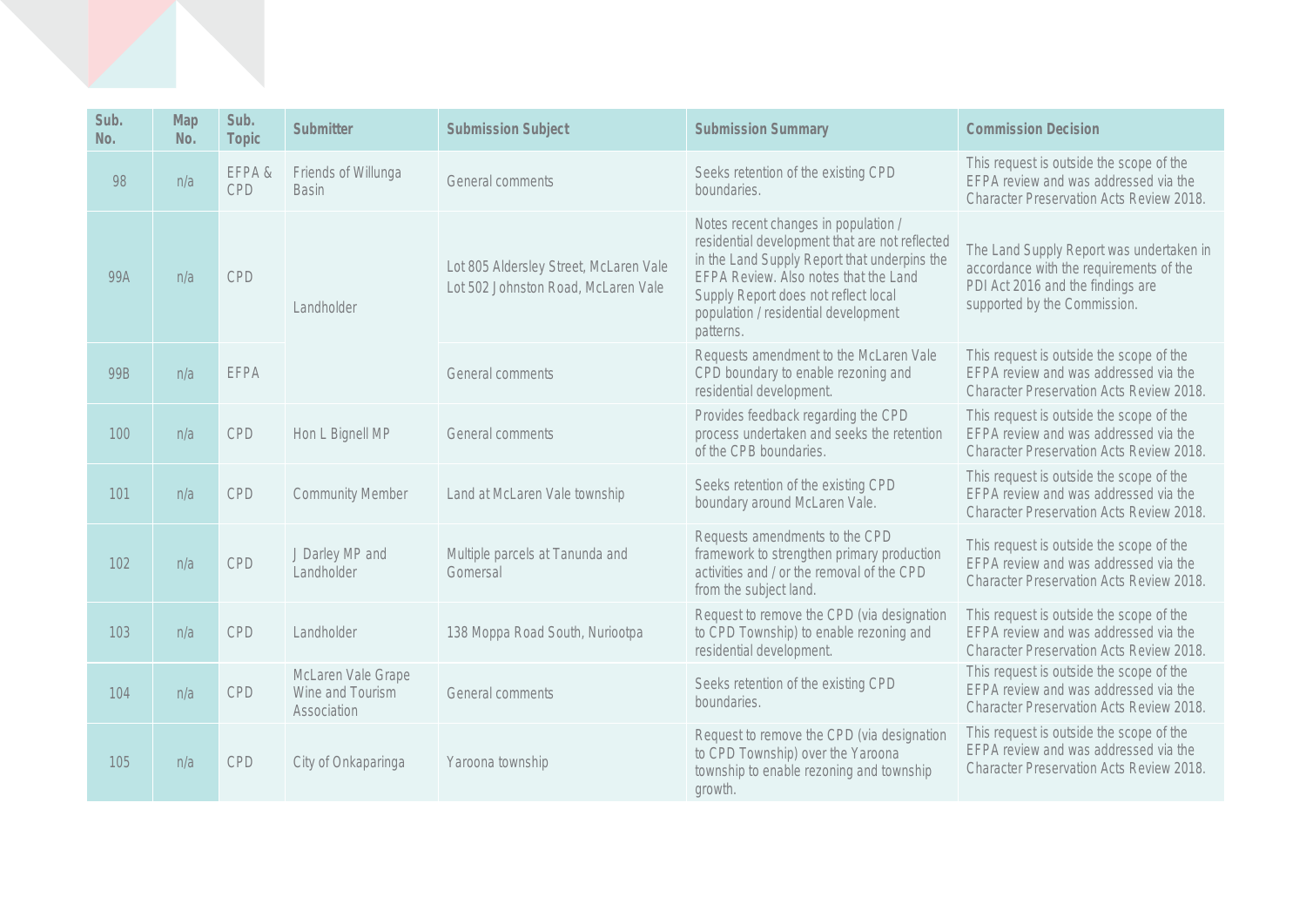| Sub. No. | Map No. | Sub. Topic | Submitter | Submission Subject | Submission Summary | Commission Decision |
|---|---|---|---|---|---|---|
| 98 | n/a | EFPA & CPD | Friends of Willunga Basin | General comments | Seeks retention of the existing CPD boundaries. | This request is outside the scope of the EFPA review and was addressed via the Character Preservation Acts Review 2018. |
| 99A | n/a | CPD | Landholder | Lot 805 Aldersley Street, McLaren Vale Lot 502 Johnston Road, McLaren Vale | Notes recent changes in population / residential development that are not reflected in the Land Supply Report that underpins the EFPA Review. Also notes that the Land Supply Report does not reflect local population / residential development patterns. | The Land Supply Report was undertaken in accordance with the requirements of the PDI Act 2016 and the findings are supported by the Commission. |
| 99B | n/a | EFPA | | General comments | Requests amendment to the McLaren Vale CPD boundary to enable rezoning and residential development. | This request is outside the scope of the EFPA review and was addressed via the Character Preservation Acts Review 2018. |
| 100 | n/a | CPD | Hon L Bignell MP | General comments | Provides feedback regarding the CPD process undertaken and seeks the retention of the CPB boundaries. | This request is outside the scope of the EFPA review and was addressed via the Character Preservation Acts Review 2018. |
| 101 | n/a | CPD | Community Member | Land at McLaren Vale township | Seeks retention of the existing CPD boundary around McLaren Vale. | This request is outside the scope of the EFPA review and was addressed via the Character Preservation Acts Review 2018. |
| 102 | n/a | CPD | J Darley MP and Landholder | Multiple parcels at Tanunda and Gomersal | Requests amendments to the CPD framework to strengthen primary production activities and / or the removal of the CPD from the subject land. | This request is outside the scope of the EFPA review and was addressed via the Character Preservation Acts Review 2018. |
| 103 | n/a | CPD | Landholder | 138 Moppa Road South, Nuriootpa | Request to remove the CPD (via designation to CPD Township) to enable rezoning and residential development. | This request is outside the scope of the EFPA review and was addressed via the Character Preservation Acts Review 2018. |
| 104 | n/a | CPD | McLaren Vale Grape Wine and Tourism Association | General comments | Seeks retention of the existing CPD boundaries. | This request is outside the scope of the EFPA review and was addressed via the Character Preservation Acts Review 2018. |
| 105 | n/a | CPD | City of Onkaparinga | Yaroona township | Request to remove the CPD (via designation to CPD Township) over the Yaroona township to enable rezoning and township growth. | This request is outside the scope of the EFPA review and was addressed via the Character Preservation Acts Review 2018. |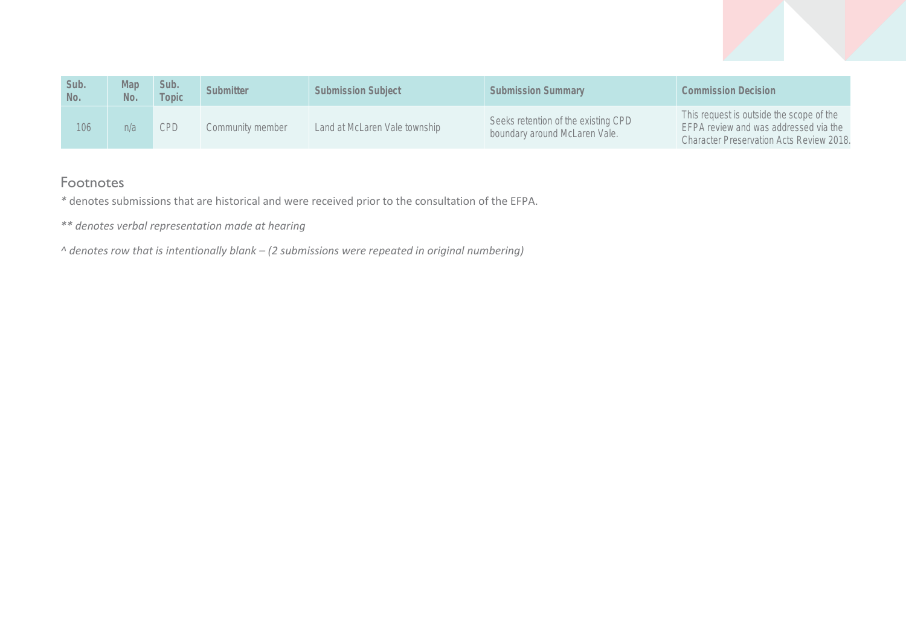| Sub. No. | Map No. | Sub. Topic | Submitter | Submission Subject | Submission Summary | Commission Decision |
|---|---|---|---|---|---|---|
| 106 | n/a | CPD | Community member | Land at McLaren Vale township | Seeks retention of the existing CPD boundary around McLaren Vale. | This request is outside the scope of the EFPA review and was addressed via the Character Preservation Acts Review 2018. |

## Footnotes

* denotes submissions that are historical and were received prior to the consultation of the EFPA.

*** denotes verbal representation made at hearing*

*^ denotes row that is intentionally blank – (2 submissions were repeated in original numbering)*